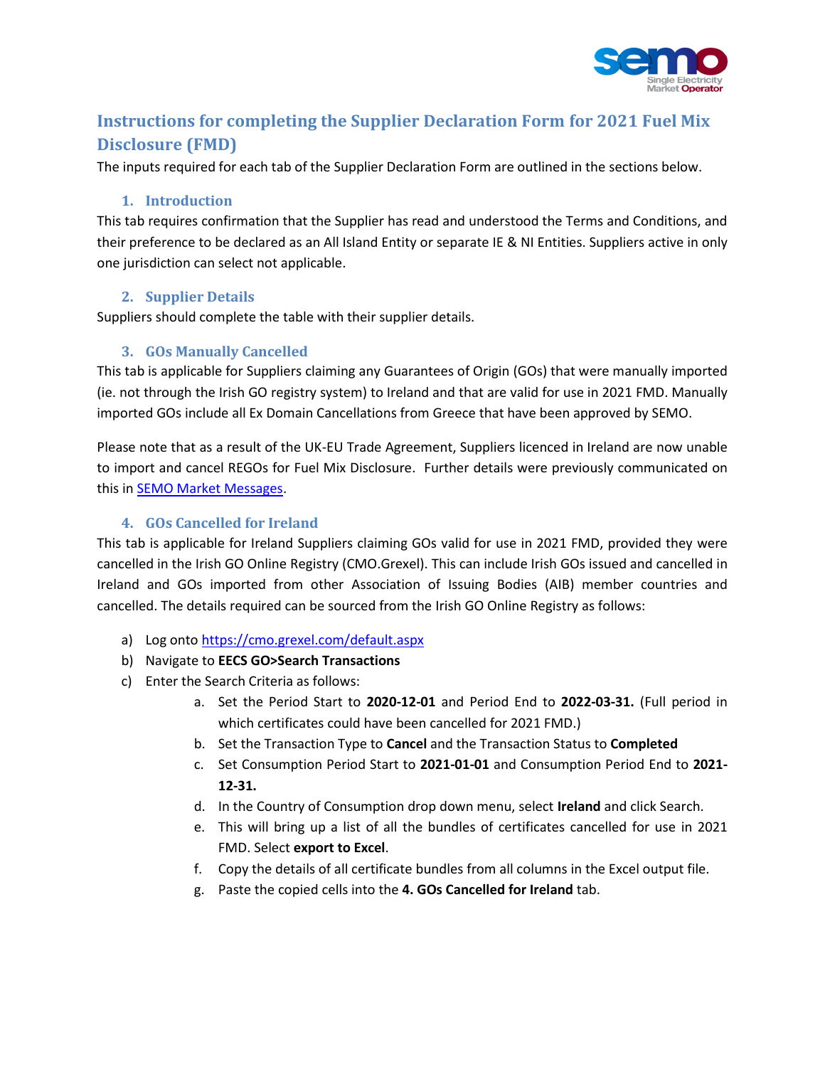# Instructions for completing the Supplier Declaration Form for 2021 Fuel Mix Disclosure (FMD)

The inputs required for each tab of the Supplier Declaration Form are outlined in the sections below.

## 1. Introduction

This tab requires confirmation that the Supplier has read and understood the Terms and Conditions, and their preference to be declared as an All Island Entity or separate IE & NI Entities. Suppliers active in only one jurisdiction can select not applicable.

## 2. Supplier Details

Suppliers should complete the table with their supplier details.

## 3. GOs Manually Cancelled

This tab is applicable for Suppliers claiming any Guarantees of Origin (GOs) that were manually imported (ie. not through the Irish GO registry system) to Ireland and that are valid for use in 2021 FMD. Manually imported GOs include all Ex Domain Cancellations from Greece that have been approved by SEMO.

Please note that as a result of the UK-EU Trade Agreement, Suppliers licenced in Ireland are now unable to import and cancel REGOs for Fuel Mix Disclosure. Further details were previously communicated on this in [SEMO Market Messages](SEMO Market Messages).

## 4. GOs Cancelled for Ireland

This tab is applicable for Ireland Suppliers claiming GOs valid for use in 2021 FMD, provided they were cancelled in the Irish GO Online Registry (CMO.Grexel). This can include Irish GOs issued and cancelled in Ireland and GOs imported from other Association of Issuing Bodies (AIB) member countries and cancelled. The details required can be sourced from the Irish GO Online Registry as follows:

a) Log onto [https://cmo.grexel.com/default.aspx](https://cmo.grexel.com/default.aspx)
b) Navigate to **EECS GO>Search Transactions**
c) Enter the Search Criteria as follows:
   a. Set the Period Start to **2020-12-01** and Period End to **2022-03-31.** (Full period in which certificates could have been cancelled for 2021 FMD.)
   b. Set the Transaction Type to **Cancel** and the Transaction Status to **Completed**
   c. Set Consumption Period Start to **2021-01-01** and Consumption Period End to **2021-12-31.**
   d. In the Country of Consumption drop down menu, select **Ireland** and click Search.
   e. This will bring up a list of all the bundles of certificates cancelled for use in 2021 FMD. Select **export to Excel**.
   f. Copy the details of all certificate bundles from all columns in the Excel output file.
   g. Paste the copied cells into the **4. GOs Cancelled for Ireland** tab.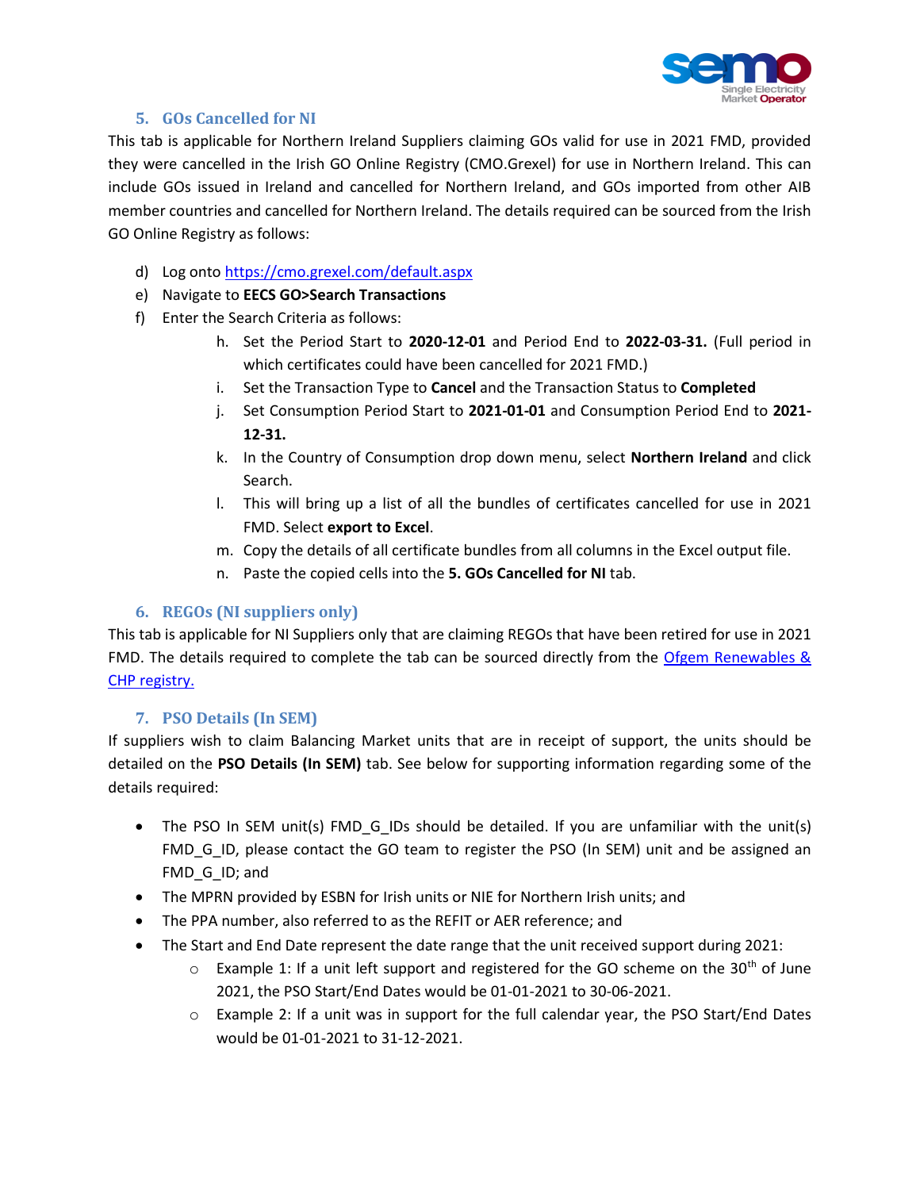## 5. GOs Cancelled for NI

This tab is applicable for Northern Ireland Suppliers claiming GOs valid for use in 2021 FMD, provided they were cancelled in the Irish GO Online Registry (CMO.Grexel) for use in Northern Ireland. This can include GOs issued in Ireland and cancelled for Northern Ireland, and GOs imported from other AIB member countries and cancelled for Northern Ireland. The details required can be sourced from the Irish GO Online Registry as follows:

d) Log onto [https://cmo.grexel.com/default.aspx](https://cmo.grexel.com/default.aspx)

e) Navigate to **EECS GO>Search Transactions**

f) Enter the Search Criteria as follows:

   h. Set the Period Start to **2020-12-01** and Period End to **2022-03-31.** (Full period in which certificates could have been cancelled for 2021 FMD.)

   i. Set the Transaction Type to **Cancel** and the Transaction Status to **Completed**

   j. Set Consumption Period Start to **2021-01-01** and Consumption Period End to **2021-12-31.**

   k. In the Country of Consumption drop down menu, select **Northern Ireland** and click Search.

   l. This will bring up a list of all the bundles of certificates cancelled for use in 2021 FMD. Select **export to Excel**.

   m. Copy the details of all certificate bundles from all columns in the Excel output file.

   n. Paste the copied cells into the **5. GOs Cancelled for NI** tab.

## 6. REGOs (NI suppliers only)

This tab is applicable for NI Suppliers only that are claiming REGOs that have been retired for use in 2021 FMD. The details required to complete the tab can be sourced directly from the Ofgem Renewables & CHP registry.

## 7. PSO Details (In SEM)

If suppliers wish to claim Balancing Market units that are in receipt of support, the units should be detailed on the **PSO Details (In SEM)** tab. See below for supporting information regarding some of the details required:

- The PSO In SEM unit(s) FMD_G_IDs should be detailed. If you are unfamiliar with the unit(s) FMD_G_ID, please contact the GO team to register the PSO (In SEM) unit and be assigned an FMD_G_ID; and
- The MPRN provided by ESBN for Irish units or NIE for Northern Irish units; and
- The PPA number, also referred to as the REFIT or AER reference; and
- The Start and End Date represent the date range that the unit received support during 2021:
  - Example 1: If a unit left support and registered for the GO scheme on the 30th of June 2021, the PSO Start/End Dates would be 01-01-2021 to 30-06-2021.
  - Example 2: If a unit was in support for the full calendar year, the PSO Start/End Dates would be 01-01-2021 to 31-12-2021.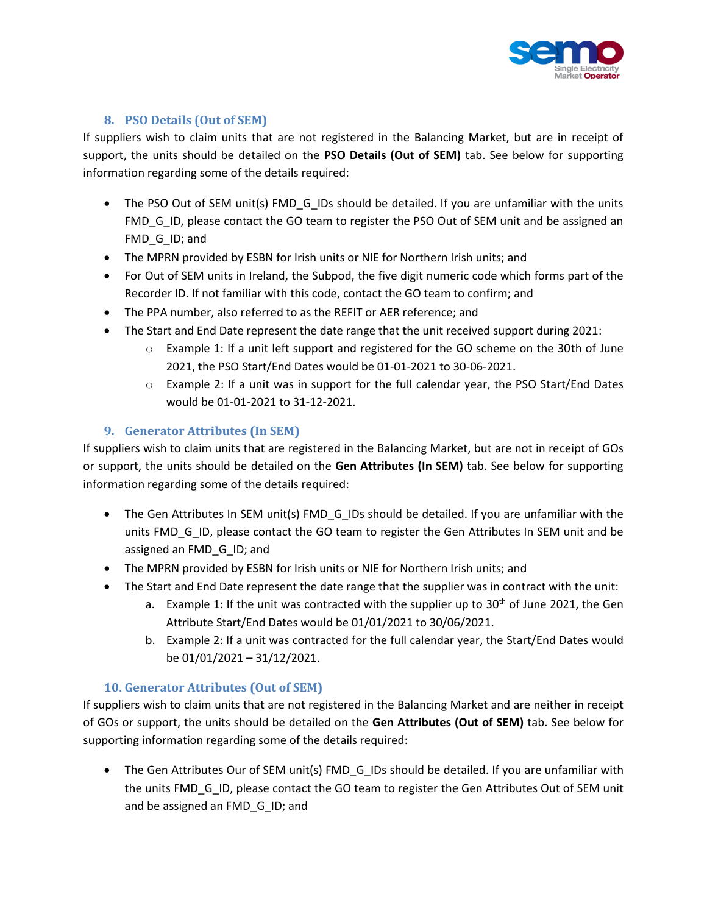## 8. PSO Details (Out of SEM)

If suppliers wish to claim units that are not registered in the Balancing Market, but are in receipt of support, the units should be detailed on the **PSO Details (Out of SEM)** tab. See below for supporting information regarding some of the details required:

- The PSO Out of SEM unit(s) FMD_G_IDs should be detailed. If you are unfamiliar with the units FMD_G_ID, please contact the GO team to register the PSO Out of SEM unit and be assigned an FMD_G_ID; and
- The MPRN provided by ESBN for Irish units or NIE for Northern Irish units; and
- For Out of SEM units in Ireland, the Subpod, the five digit numeric code which forms part of the Recorder ID. If not familiar with this code, contact the GO team to confirm; and
- The PPA number, also referred to as the REFIT or AER reference; and
- The Start and End Date represent the date range that the unit received support during 2021:
    - Example 1: If a unit left support and registered for the GO scheme on the 30th of June 2021, the PSO Start/End Dates would be 01-01-2021 to 30-06-2021.
    - Example 2: If a unit was in support for the full calendar year, the PSO Start/End Dates would be 01-01-2021 to 31-12-2021.

## 9. Generator Attributes (In SEM)

If suppliers wish to claim units that are registered in the Balancing Market, but are not in receipt of GOs or support, the units should be detailed on the **Gen Attributes (In SEM)** tab. See below for supporting information regarding some of the details required:

- The Gen Attributes In SEM unit(s) FMD_G_IDs should be detailed. If you are unfamiliar with the units FMD_G_ID, please contact the GO team to register the Gen Attributes In SEM unit and be assigned an FMD_G_ID; and
- The MPRN provided by ESBN for Irish units or NIE for Northern Irish units; and
- The Start and End Date represent the date range that the supplier was in contract with the unit:
    a. Example 1: If the unit was contracted with the supplier up to 30th of June 2021, the Gen Attribute Start/End Dates would be 01/01/2021 to 30/06/2021.
    b. Example 2: If a unit was contracted for the full calendar year, the Start/End Dates would be 01/01/2021 – 31/12/2021.

## 10. Generator Attributes (Out of SEM)

If suppliers wish to claim units that are not registered in the Balancing Market and are neither in receipt of GOs or support, the units should be detailed on the **Gen Attributes (Out of SEM)** tab. See below for supporting information regarding some of the details required:

- The Gen Attributes Our of SEM unit(s) FMD_G_IDs should be detailed. If you are unfamiliar with the units FMD_G_ID, please contact the GO team to register the Gen Attributes Out of SEM unit and be assigned an FMD_G_ID; and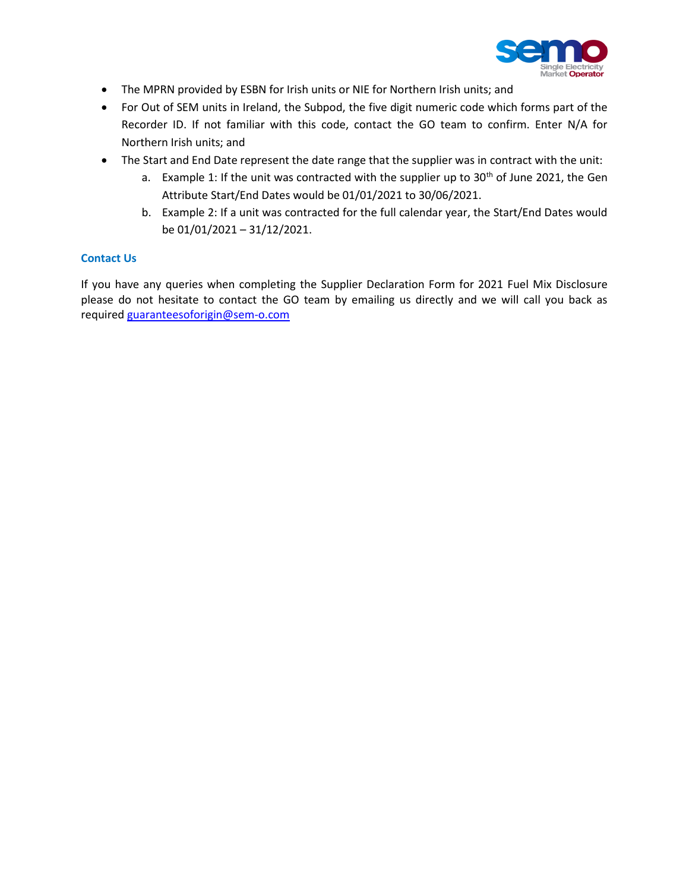- The MPRN provided by ESBN for Irish units or NIE for Northern Irish units; and
- For Out of SEM units in Ireland, the Subpod, the five digit numeric code which forms part of the Recorder ID. If not familiar with this code, contact the GO team to confirm. Enter N/A for Northern Irish units; and
- The Start and End Date represent the date range that the supplier was in contract with the unit:
  a. Example 1: If the unit was contracted with the supplier up to 30th of June 2021, the Gen Attribute Start/End Dates would be 01/01/2021 to 30/06/2021.
  b. Example 2: If a unit was contracted for the full calendar year, the Start/End Dates would be 01/01/2021 – 31/12/2021.

## Contact Us

If you have any queries when completing the Supplier Declaration Form for 2021 Fuel Mix Disclosure please do not hesitate to contact the GO team by emailing us directly and we will call you back as required guaranteesoforigin@sem-o.com